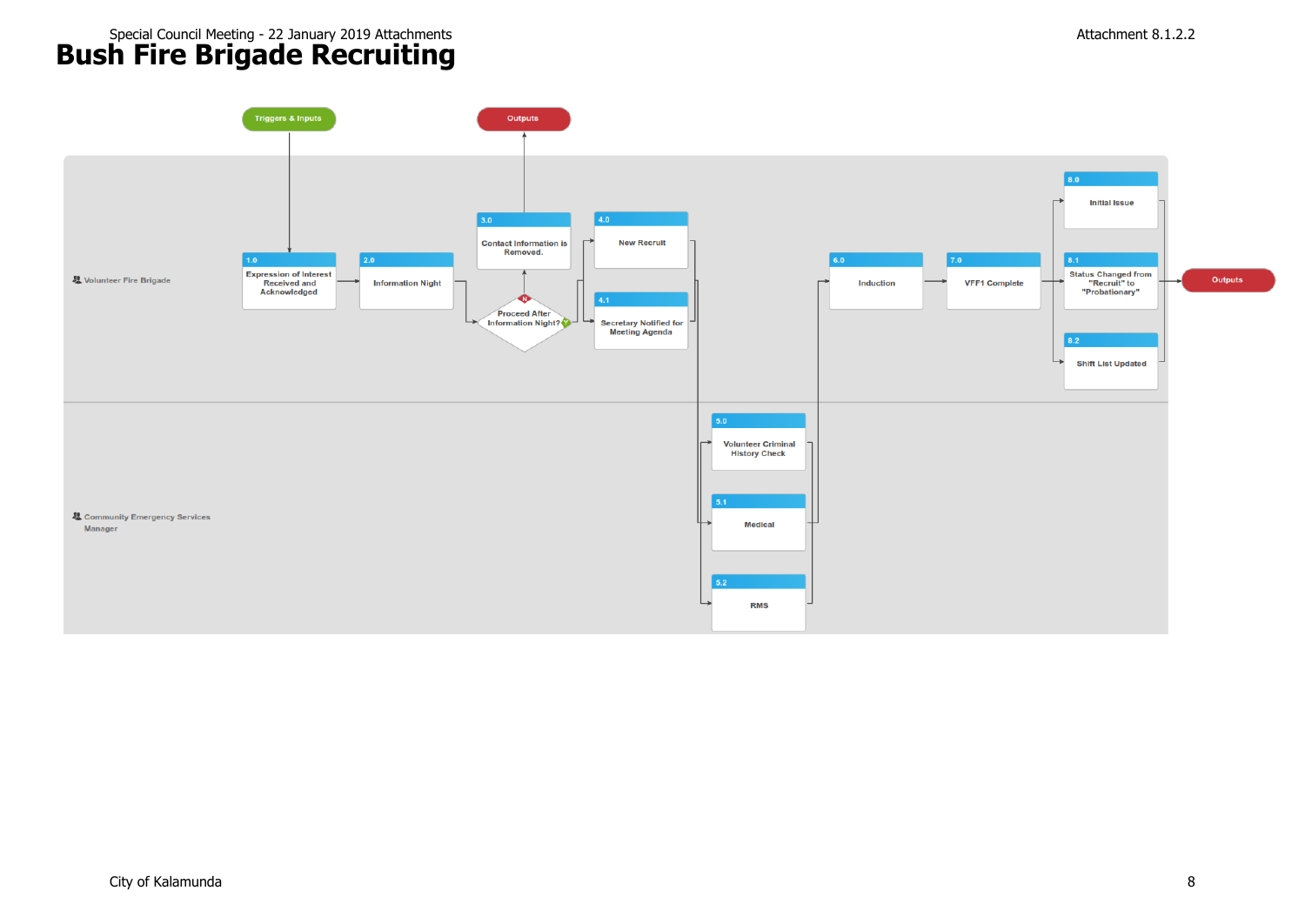# Bush Fire Brigade Recruiting

Triggers & Inputs

Outputs

**Volunteer Fire Brigade**

- 1.0 Expression of Interest Received and Acknowledged
- 2.0 Information Night
- Proceed After Information Night? (N / Y)
- 3.0 Contact Information is Removed.
- 4.0 New Recruit
- 4.1 Secretary Notified for Meeting Agenda
- 6.0 Induction
- 7.0 VFF1 Complete
- 8.0 Initial Issue
- 8.1 Status Changed from "Recruit" to "Probationary"
- 8.2 Shift List Updated

Outputs

**Community Emergency Services Manager**

- 5.0 Volunteer Criminal History Check
- 5.1 Medical
- 5.2 RMS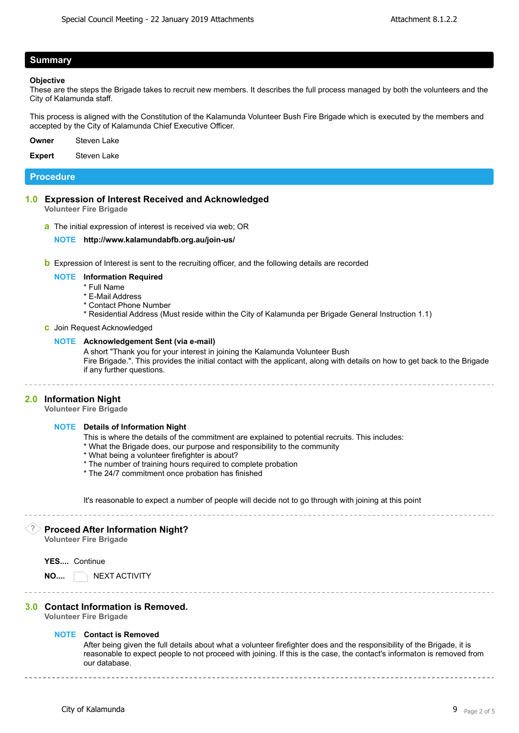## Summary

**Objective**

These are the steps the Brigade takes to recruit new members. It describes the full process managed by both the volunteers and the City of Kalamunda staff.

This process is aligned with the Constitution of the Kalamunda Volunteer Bush Fire Brigade which is executed by the members and accepted by the City of Kalamunda Chief Executive Officer.

**Owner** Steven Lake

**Expert** Steven Lake

## Procedure

### 1.0 Expression of Interest Received and Acknowledged

**Volunteer Fire Brigade**

**a** The initial expression of interest is received via web; OR

**NOTE** **http://www.kalamundabfb.org.au/join-us/**

**b** Expression of Interest is sent to the recruiting officer, and the following details are recorded

**NOTE** **Information Required**
* Full Name
* E-Mail Address
* Contact Phone Number
* Residential Address (Must reside within the City of Kalamunda per Brigade General Instruction 1.1)

**c** Join Request Acknowledged

**NOTE** **Acknowledgement Sent (via e-mail)**
A short "Thank you for your interest in joining the Kalamunda Volunteer Bush Fire Brigade.". This provides the initial contact with the applicant, along with details on how to get back to the Brigade if any further questions.

---

### 2.0 Information Night

**Volunteer Fire Brigade**

**NOTE** **Details of Information Night**
This is where the details of the commitment are explained to potential recruits. This includes:
* What the Brigade does, our purpose and responsibility to the community
* What being a volunteer firefighter is about?
* The number of training hours required to complete probation
* The 24/7 commitment once probation has finished

It's reasonable to expect a number of people will decide not to go through with joining at this point

---

### Proceed After Information Night?

**Volunteer Fire Brigade**

**YES....** Continue

**NO....** NEXT ACTIVITY

---

### 3.0 Contact Information is Removed.

**Volunteer Fire Brigade**

**NOTE** **Contact is Removed**
After being given the full details about what a volunteer firefighter does and the responsibility of the Brigade, it is reasonable to expect people to not proceed with joining. If this is the case, the contact's informaton is removed from our database.

---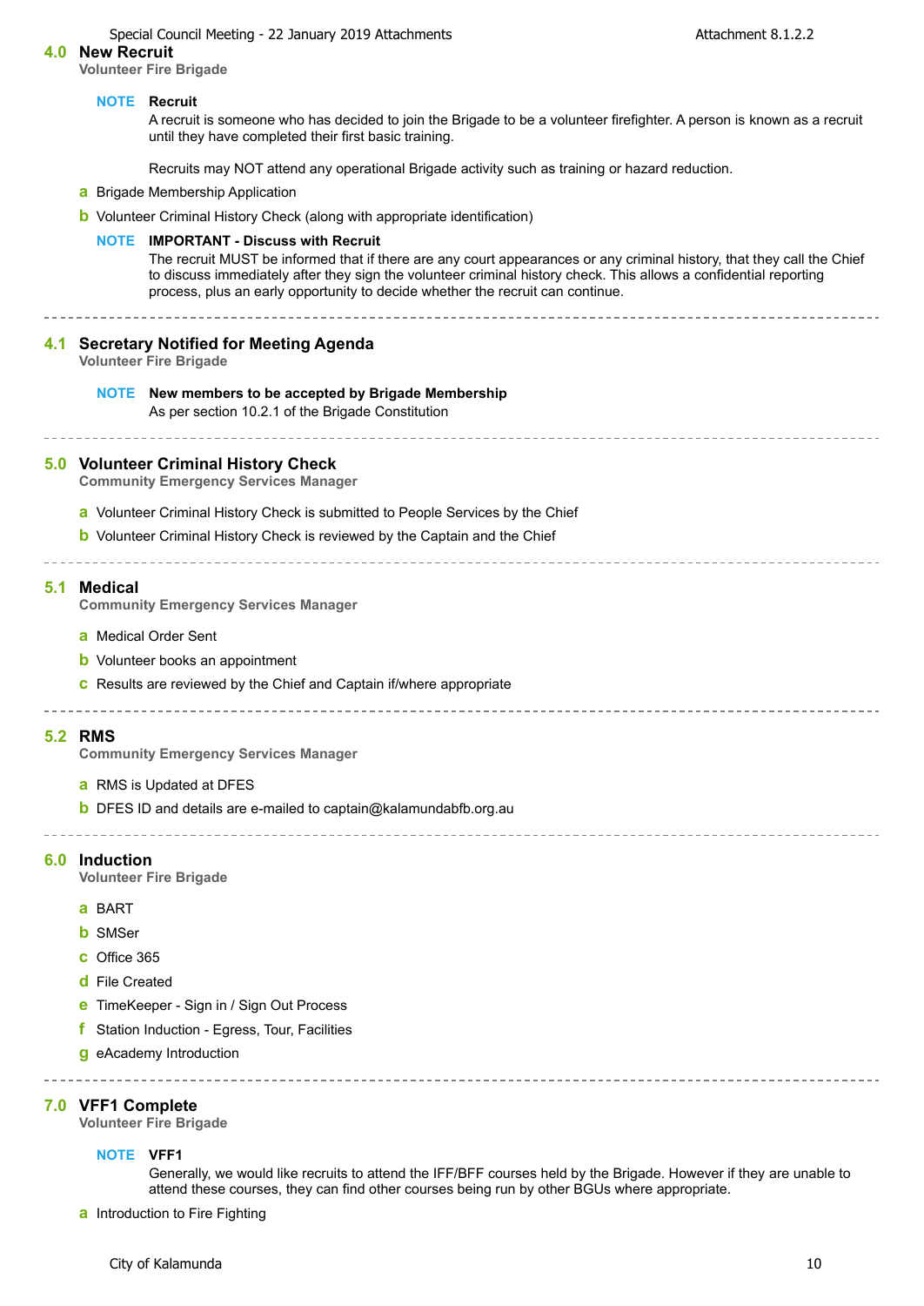## 4.0 New Recruit

**Volunteer Fire Brigade**

> **NOTE** **Recruit**
>
> A recruit is someone who has decided to join the Brigade to be a volunteer firefighter. A person is known as a recruit until they have completed their first basic training.
>
> Recruits may NOT attend any operational Brigade activity such as training or hazard reduction.

**a** Brigade Membership Application

**b** Volunteer Criminal History Check (along with appropriate identification)

> **NOTE** **IMPORTANT - Discuss with Recruit**
>
> The recruit MUST be informed that if there are any court appearances or any criminal history, that they call the Chief to discuss immediately after they sign the volunteer criminal history check. This allows a confidential reporting process, plus an early opportunity to decide whether the recruit can continue.

---

## 4.1 Secretary Notified for Meeting Agenda

**Volunteer Fire Brigade**

> **NOTE** **New members to be accepted by Brigade Membership**
>
> As per section 10.2.1 of the Brigade Constitution

---

## 5.0 Volunteer Criminal History Check

**Community Emergency Services Manager**

**a** Volunteer Criminal History Check is submitted to People Services by the Chief

**b** Volunteer Criminal History Check is reviewed by the Captain and the Chief

---

## 5.1 Medical

**Community Emergency Services Manager**

**a** Medical Order Sent

**b** Volunteer books an appointment

**c** Results are reviewed by the Chief and Captain if/where appropriate

---

## 5.2 RMS

**Community Emergency Services Manager**

**a** RMS is Updated at DFES

**b** DFES ID and details are e-mailed to captain@kalamundabfb.org.au

---

## 6.0 Induction

**Volunteer Fire Brigade**

**a** BART

**b** SMSer

**c** Office 365

**d** File Created

**e** TimeKeeper - Sign in / Sign Out Process

**f** Station Induction - Egress, Tour, Facilities

**g** eAcademy Introduction

---

## 7.0 VFF1 Complete

**Volunteer Fire Brigade**

> **NOTE** **VFF1**
>
> Generally, we would like recruits to attend the IFF/BFF courses held by the Brigade. However if they are unable to attend these courses, they can find other courses being run by other BGUs where appropriate.

**a** Introduction to Fire Fighting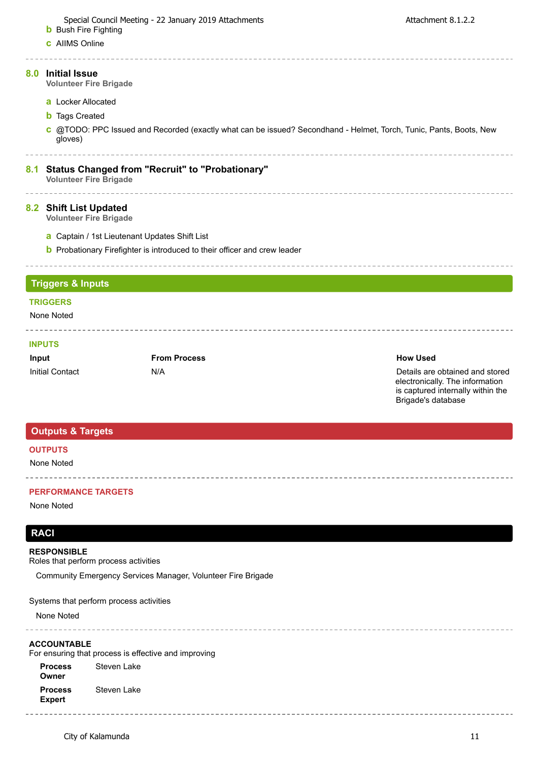**b** Bush Fire Fighting

**c** AIIMS Online

---

### 8.0 Initial Issue
**Volunteer Fire Brigade**

**a** Locker Allocated

**b** Tags Created

**c** @TODO: PPC Issued and Recorded (exactly what can be issued? Secondhand - Helmet, Torch, Tunic, Pants, Boots, New gloves)

---

### 8.1 Status Changed from "Recruit" to "Probationary"
**Volunteer Fire Brigade**

---

### 8.2 Shift List Updated
**Volunteer Fire Brigade**

**a** Captain / 1st Lieutenant Updates Shift List

**b** Probationary Firefighter is introduced to their officer and crew leader

---

## Triggers & Inputs

**TRIGGERS**

None Noted

---

**INPUTS**

| Input | From Process | How Used |
|---|---|---|
| Initial Contact | N/A | Details are obtained and stored electronically. The information is captured internally within the Brigade's database |

## Outputs & Targets

**OUTPUTS**

None Noted

---

**PERFORMANCE TARGETS**

None Noted

## RACI

**RESPONSIBLE**
Roles that perform process activities

Community Emergency Services Manager, Volunteer Fire Brigade

Systems that perform process activities

None Noted

---

**ACCOUNTABLE**
For ensuring that process is effective and improving

| | |
|---|---|
| **Process Owner** | Steven Lake |
| **Process Expert** | Steven Lake |

---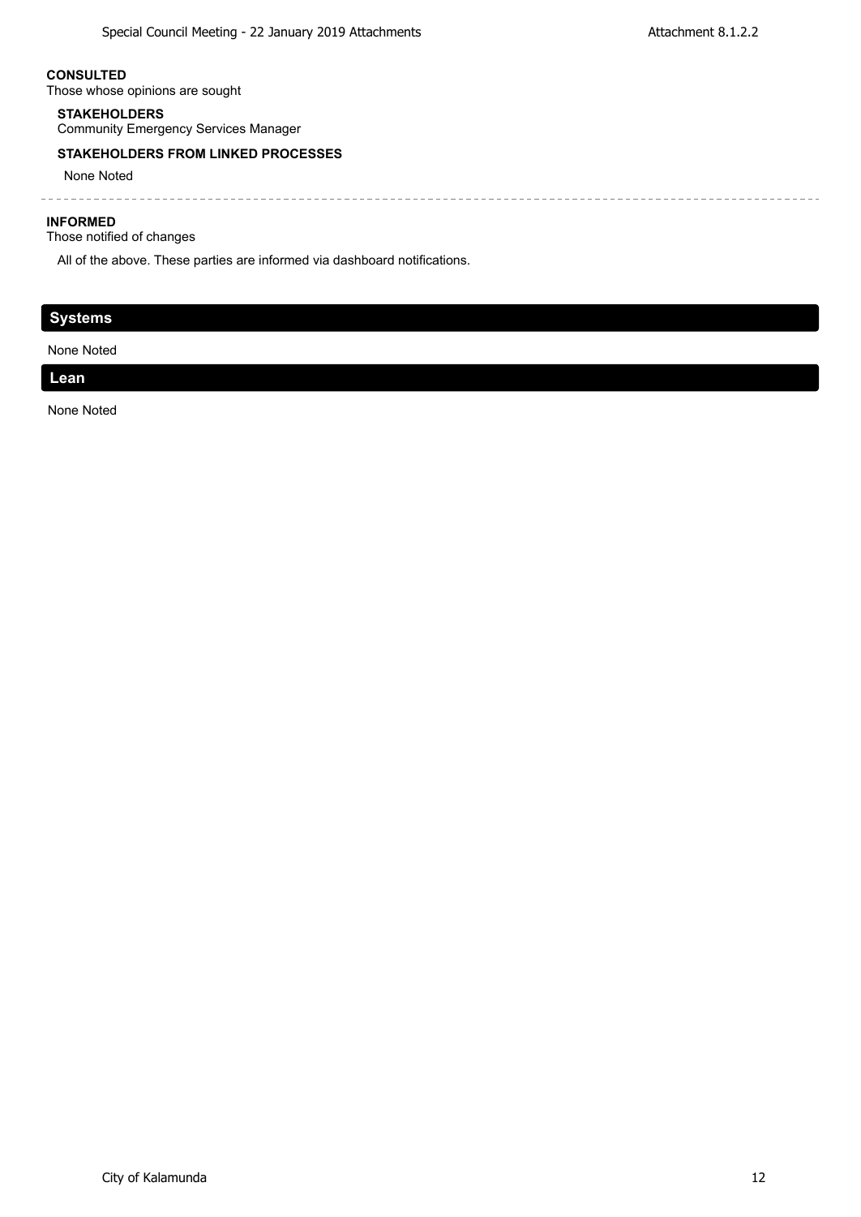**CONSULTED**
Those whose opinions are sought

**STAKEHOLDERS**
Community Emergency Services Manager

**STAKEHOLDERS FROM LINKED PROCESSES**

None Noted

---

**INFORMED**
Those notified of changes

All of the above. These parties are informed via dashboard notifications.

## Systems

None Noted

## Lean

None Noted